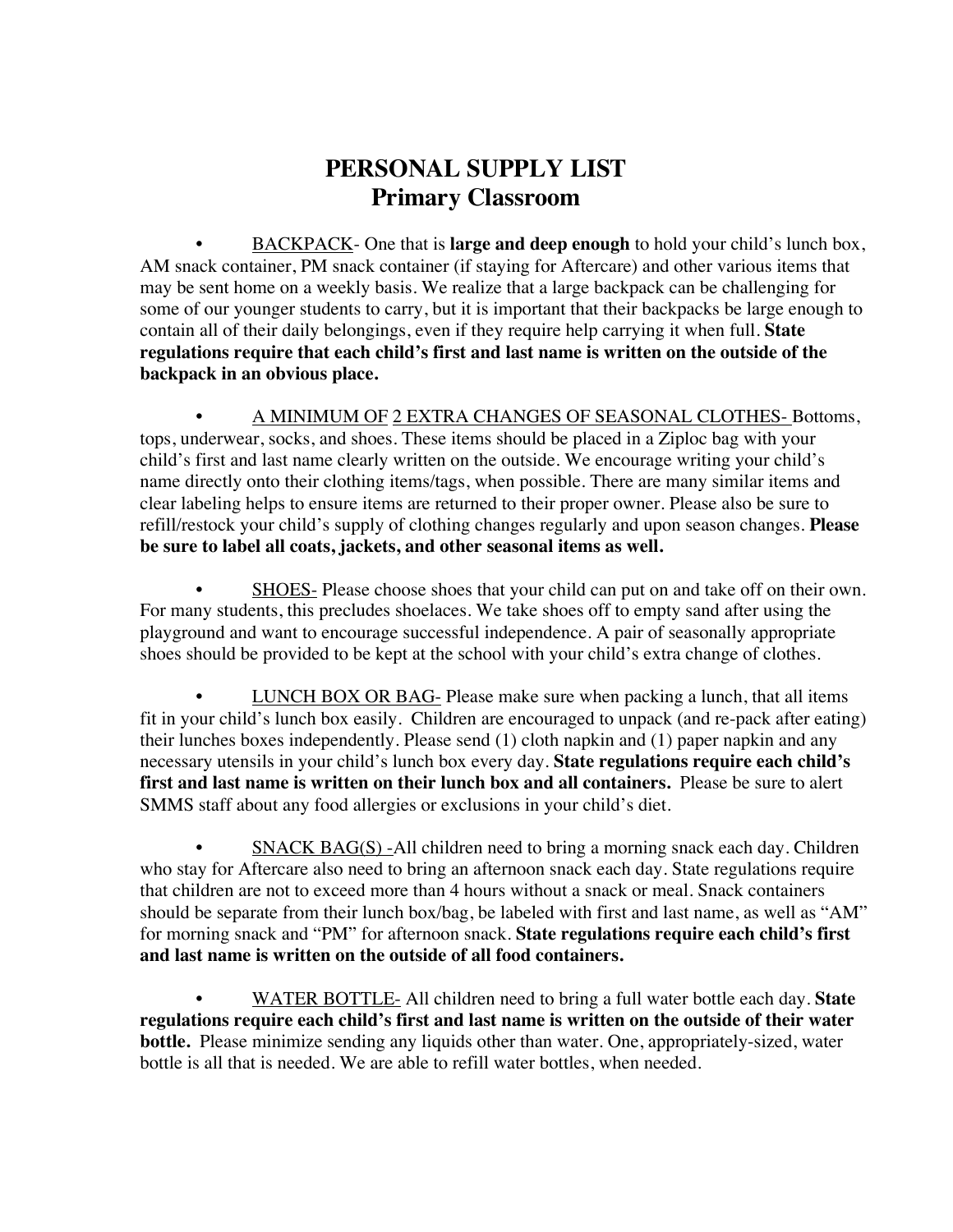# PERSONAL SUPPLY LIST
## Primary Classroom

- BACKPACK- One that is **large and deep enough** to hold your child's lunch box, AM snack container, PM snack container (if staying for Aftercare) and other various items that may be sent home on a weekly basis. We realize that a large backpack can be challenging for some of our younger students to carry, but it is important that their backpacks be large enough to contain all of their daily belongings, even if they require help carrying it when full. **State regulations require that each child's first and last name is written on the outside of the backpack in an obvious place.**

- A MINIMUM OF 2 EXTRA CHANGES OF SEASONAL CLOTHES- Bottoms, tops, underwear, socks, and shoes. These items should be placed in a Ziploc bag with your child's first and last name clearly written on the outside. We encourage writing your child's name directly onto their clothing items/tags, when possible. There are many similar items and clear labeling helps to ensure items are returned to their proper owner. Please also be sure to refill/restock your child's supply of clothing changes regularly and upon season changes. **Please be sure to label all coats, jackets, and other seasonal items as well.**

- SHOES- Please choose shoes that your child can put on and take off on their own. For many students, this precludes shoelaces. We take shoes off to empty sand after using the playground and want to encourage successful independence. A pair of seasonally appropriate shoes should be provided to be kept at the school with your child's extra change of clothes.

- LUNCH BOX OR BAG- Please make sure when packing a lunch, that all items fit in your child's lunch box easily. Children are encouraged to unpack (and re-pack after eating) their lunches boxes independently. Please send (1) cloth napkin and (1) paper napkin and any necessary utensils in your child's lunch box every day. **State regulations require each child's first and last name is written on their lunch box and all containers.** Please be sure to alert SMMS staff about any food allergies or exclusions in your child's diet.

- SNACK BAG(S) -All children need to bring a morning snack each day. Children who stay for Aftercare also need to bring an afternoon snack each day. State regulations require that children are not to exceed more than 4 hours without a snack or meal. Snack containers should be separate from their lunch box/bag, be labeled with first and last name, as well as "AM" for morning snack and "PM" for afternoon snack. **State regulations require each child's first and last name is written on the outside of all food containers.**

- WATER BOTTLE- All children need to bring a full water bottle each day. **State regulations require each child's first and last name is written on the outside of their water bottle.** Please minimize sending any liquids other than water. One, appropriately-sized, water bottle is all that is needed. We are able to refill water bottles, when needed.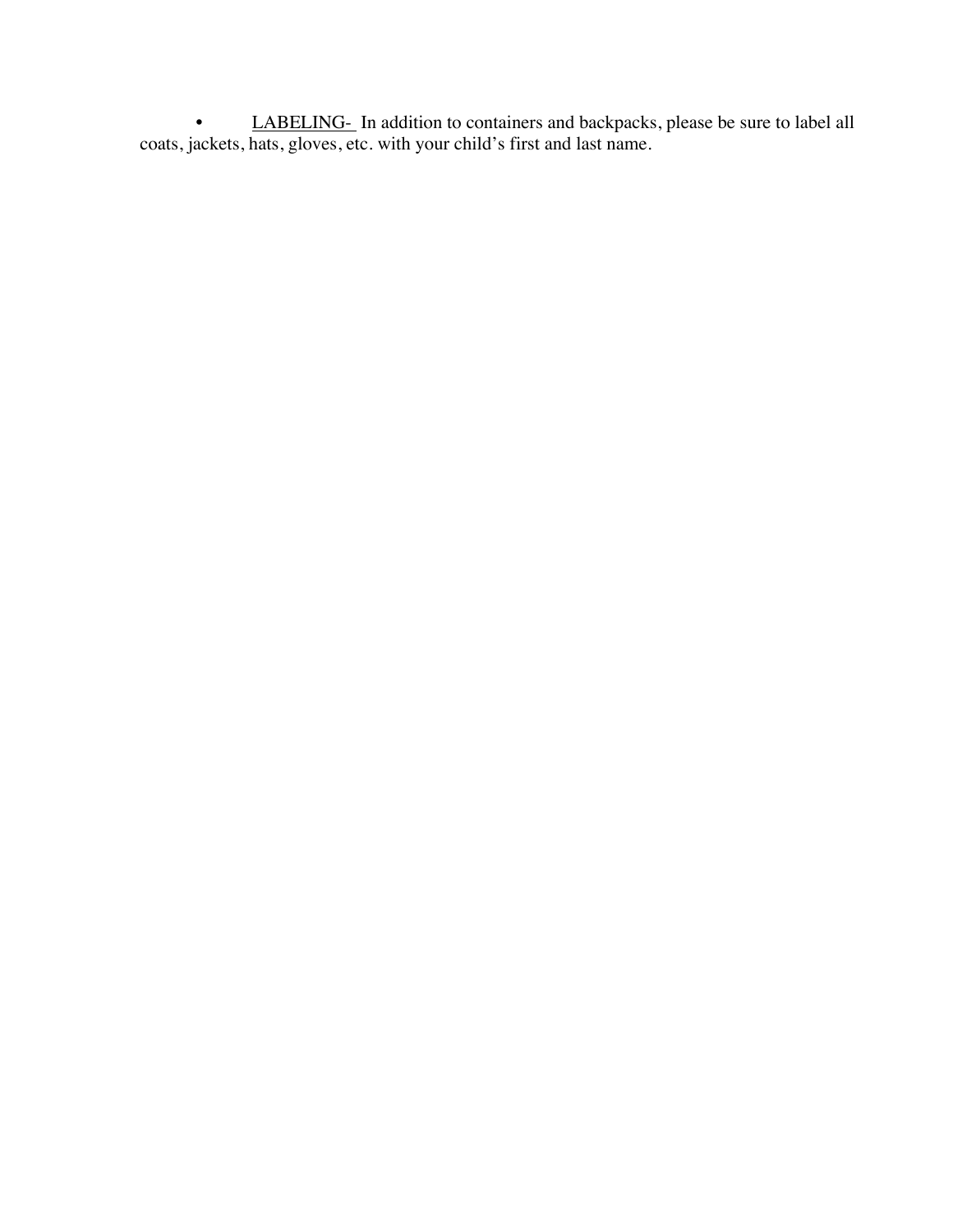- <u>LABELING-</u> In addition to containers and backpacks, please be sure to label all coats, jackets, hats, gloves, etc. with your child's first and last name.